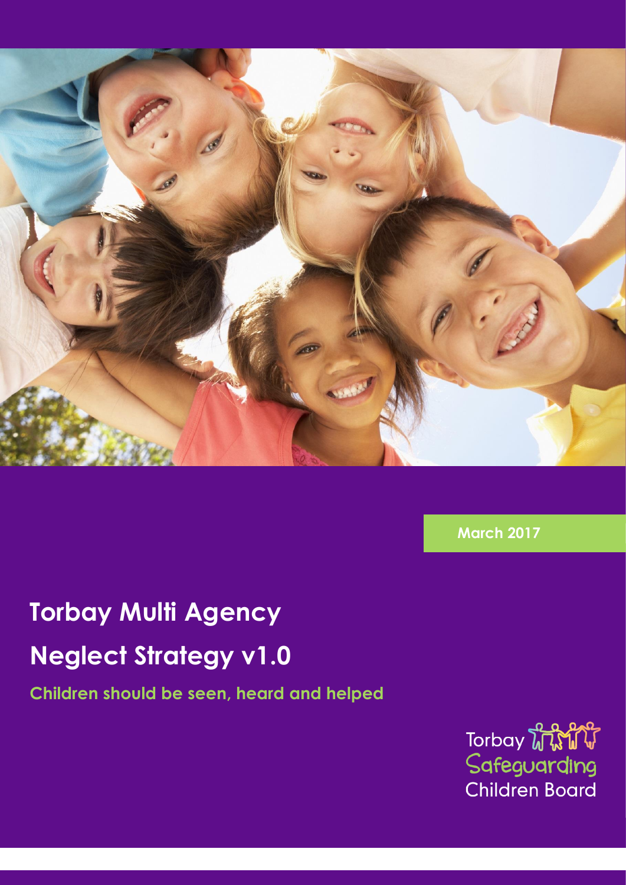March 2017

# Torbay Multi Agency Neglect Strategy v1.0

**Children should be seen, heard and helped**

Torbay Safeguarding Children Board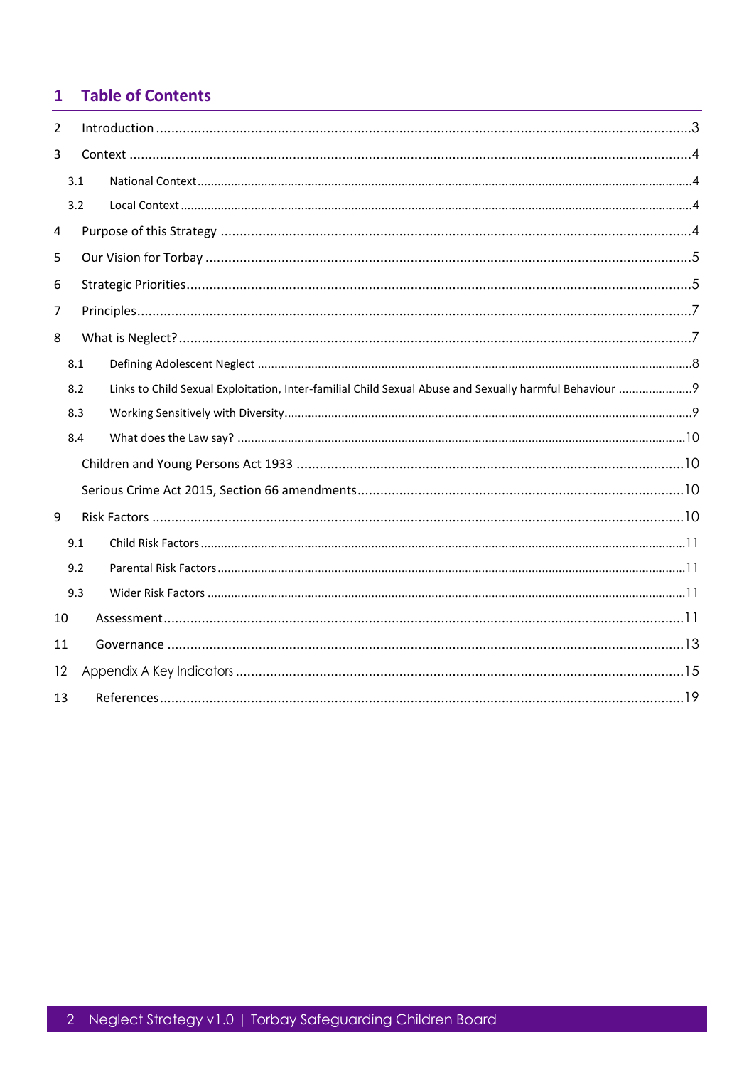# 1 Table of Contents

2 Introduction ....................................................................................................................3

3 Context ............................................................................................................................4

3.1 National Context .........................................................................................................4

3.2 Local Context ..............................................................................................................4

4 Purpose of this Strategy ...............................................................................................4

5 Our Vision for Torbay ....................................................................................................5

6 Strategic Priorities..........................................................................................................5

7 Principles.........................................................................................................................7

8 What is Neglect? .............................................................................................................7

8.1 Defining Adolescent Neglect .......................................................................................8

8.2 Links to Child Sexual Exploitation, Inter-familial Child Sexual Abuse and Sexually harmful Behaviour ......................9

8.3 Working Sensitively with Diversity...............................................................................9

8.4 What does the Law say? ...........................................................................................10

Children and Young Persons Act 1933 .........................................................................10

Serious Crime Act 2015, Section 66 amendments.........................................................10

9 Risk Factors ..................................................................................................................10

9.1 Child Risk Factors.....................................................................................................11

9.2 Parental Risk Factors ................................................................................................11

9.3 Wider Risk Factors ....................................................................................................11

10 Assessment..................................................................................................................11

11 Governance ..................................................................................................................13

12 Appendix A Key Indicators .........................................................................................15

13 References....................................................................................................................19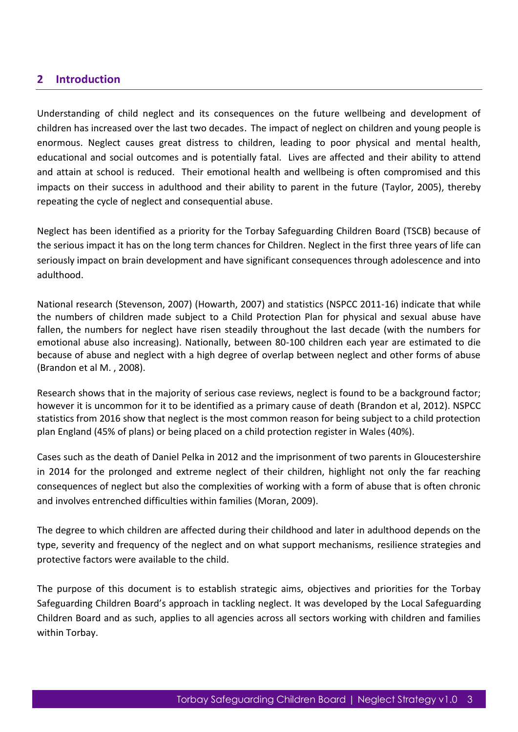## 2 Introduction

Understanding of child neglect and its consequences on the future wellbeing and development of children has increased over the last two decades. The impact of neglect on children and young people is enormous. Neglect causes great distress to children, leading to poor physical and mental health, educational and social outcomes and is potentially fatal. Lives are affected and their ability to attend and attain at school is reduced. Their emotional health and wellbeing is often compromised and this impacts on their success in adulthood and their ability to parent in the future (Taylor, 2005), thereby repeating the cycle of neglect and consequential abuse.

Neglect has been identified as a priority for the Torbay Safeguarding Children Board (TSCB) because of the serious impact it has on the long term chances for Children. Neglect in the first three years of life can seriously impact on brain development and have significant consequences through adolescence and into adulthood.

National research (Stevenson, 2007) (Howarth, 2007) and statistics (NSPCC 2011-16) indicate that while the numbers of children made subject to a Child Protection Plan for physical and sexual abuse have fallen, the numbers for neglect have risen steadily throughout the last decade (with the numbers for emotional abuse also increasing). Nationally, between 80-100 children each year are estimated to die because of abuse and neglect with a high degree of overlap between neglect and other forms of abuse (Brandon et al M. , 2008).

Research shows that in the majority of serious case reviews, neglect is found to be a background factor; however it is uncommon for it to be identified as a primary cause of death (Brandon et al, 2012). NSPCC statistics from 2016 show that neglect is the most common reason for being subject to a child protection plan England (45% of plans) or being placed on a child protection register in Wales (40%).

Cases such as the death of Daniel Pelka in 2012 and the imprisonment of two parents in Gloucestershire in 2014 for the prolonged and extreme neglect of their children, highlight not only the far reaching consequences of neglect but also the complexities of working with a form of abuse that is often chronic and involves entrenched difficulties within families (Moran, 2009).

The degree to which children are affected during their childhood and later in adulthood depends on the type, severity and frequency of the neglect and on what support mechanisms, resilience strategies and protective factors were available to the child.

The purpose of this document is to establish strategic aims, objectives and priorities for the Torbay Safeguarding Children Board's approach in tackling neglect. It was developed by the Local Safeguarding Children Board and as such, applies to all agencies across all sectors working with children and families within Torbay.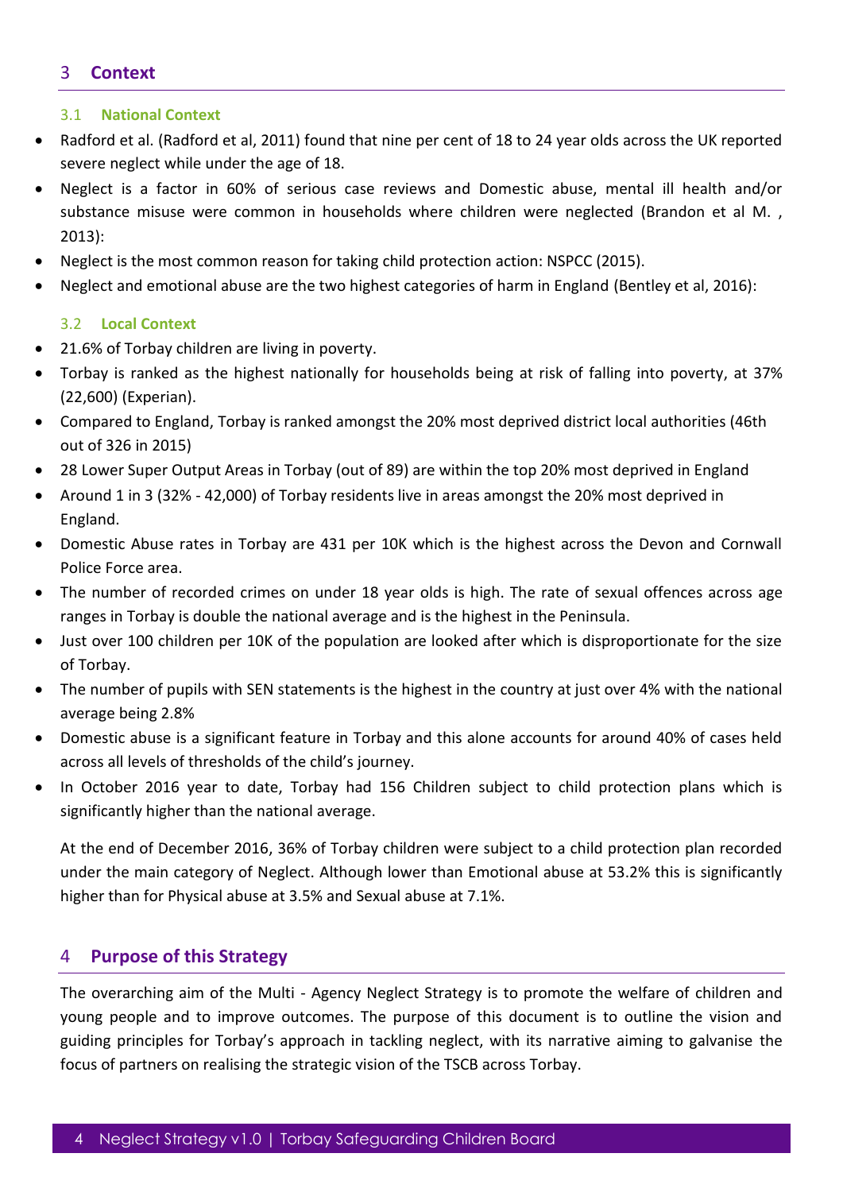## 3 Context

### 3.1 National Context

- Radford et al. (Radford et al, 2011) found that nine per cent of 18 to 24 year olds across the UK reported severe neglect while under the age of 18.
- Neglect is a factor in 60% of serious case reviews and Domestic abuse, mental ill health and/or substance misuse were common in households where children were neglected (Brandon et al M. , 2013):
- Neglect is the most common reason for taking child protection action: NSPCC (2015).
- Neglect and emotional abuse are the two highest categories of harm in England (Bentley et al, 2016):

### 3.2 Local Context

- 21.6% of Torbay children are living in poverty.
- Torbay is ranked as the highest nationally for households being at risk of falling into poverty, at 37% (22,600) (Experian).
- Compared to England, Torbay is ranked amongst the 20% most deprived district local authorities (46th out of 326 in 2015)
- 28 Lower Super Output Areas in Torbay (out of 89) are within the top 20% most deprived in England
- Around 1 in 3 (32% - 42,000) of Torbay residents live in areas amongst the 20% most deprived in England.
- Domestic Abuse rates in Torbay are 431 per 10K which is the highest across the Devon and Cornwall Police Force area.
- The number of recorded crimes on under 18 year olds is high. The rate of sexual offences across age ranges in Torbay is double the national average and is the highest in the Peninsula.
- Just over 100 children per 10K of the population are looked after which is disproportionate for the size of Torbay.
- The number of pupils with SEN statements is the highest in the country at just over 4% with the national average being 2.8%
- Domestic abuse is a significant feature in Torbay and this alone accounts for around 40% of cases held across all levels of thresholds of the child's journey.
- In October 2016 year to date, Torbay had 156 Children subject to child protection plans which is significantly higher than the national average.

At the end of December 2016, 36% of Torbay children were subject to a child protection plan recorded under the main category of Neglect. Although lower than Emotional abuse at 53.2% this is significantly higher than for Physical abuse at 3.5% and Sexual abuse at 7.1%.

## 4 Purpose of this Strategy

The overarching aim of the Multi - Agency Neglect Strategy is to promote the welfare of children and young people and to improve outcomes. The purpose of this document is to outline the vision and guiding principles for Torbay's approach in tackling neglect, with its narrative aiming to galvanise the focus of partners on realising the strategic vision of the TSCB across Torbay.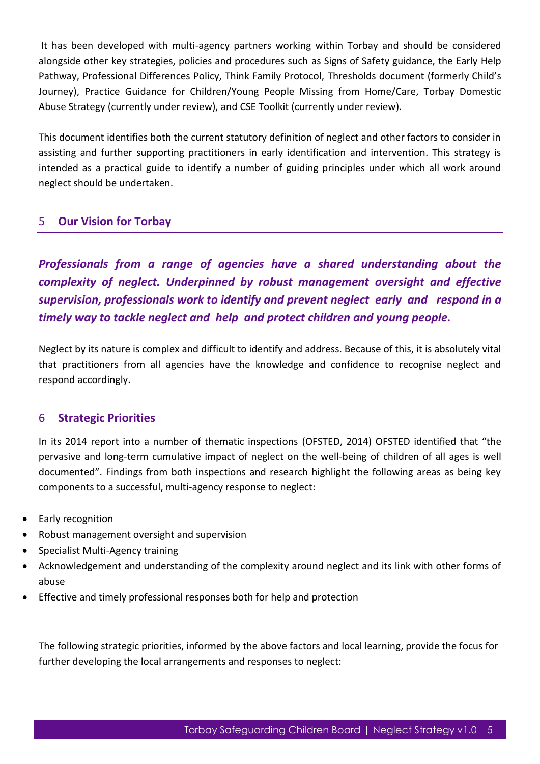It has been developed with multi-agency partners working within Torbay and should be considered alongside other key strategies, policies and procedures such as Signs of Safety guidance, the Early Help Pathway, Professional Differences Policy, Think Family Protocol, Thresholds document (formerly Child's Journey), Practice Guidance for Children/Young People Missing from Home/Care, Torbay Domestic Abuse Strategy (currently under review), and CSE Toolkit (currently under review).

This document identifies both the current statutory definition of neglect and other factors to consider in assisting and further supporting practitioners in early identification and intervention. This strategy is intended as a practical guide to identify a number of guiding principles under which all work around neglect should be undertaken.

## 5 Our Vision for Torbay

***Professionals from a range of agencies have a shared understanding about the complexity of neglect. Underpinned by robust management oversight and effective supervision, professionals work to identify and prevent neglect early and respond in a timely way to tackle neglect and help and protect children and young people.***

Neglect by its nature is complex and difficult to identify and address. Because of this, it is absolutely vital that practitioners from all agencies have the knowledge and confidence to recognise neglect and respond accordingly.

## 6 Strategic Priorities

In its 2014 report into a number of thematic inspections (OFSTED, 2014) OFSTED identified that "the pervasive and long-term cumulative impact of neglect on the well-being of children of all ages is well documented". Findings from both inspections and research highlight the following areas as being key components to a successful, multi-agency response to neglect:

- Early recognition
- Robust management oversight and supervision
- Specialist Multi-Agency training
- Acknowledgement and understanding of the complexity around neglect and its link with other forms of abuse
- Effective and timely professional responses both for help and protection

The following strategic priorities, informed by the above factors and local learning, provide the focus for further developing the local arrangements and responses to neglect: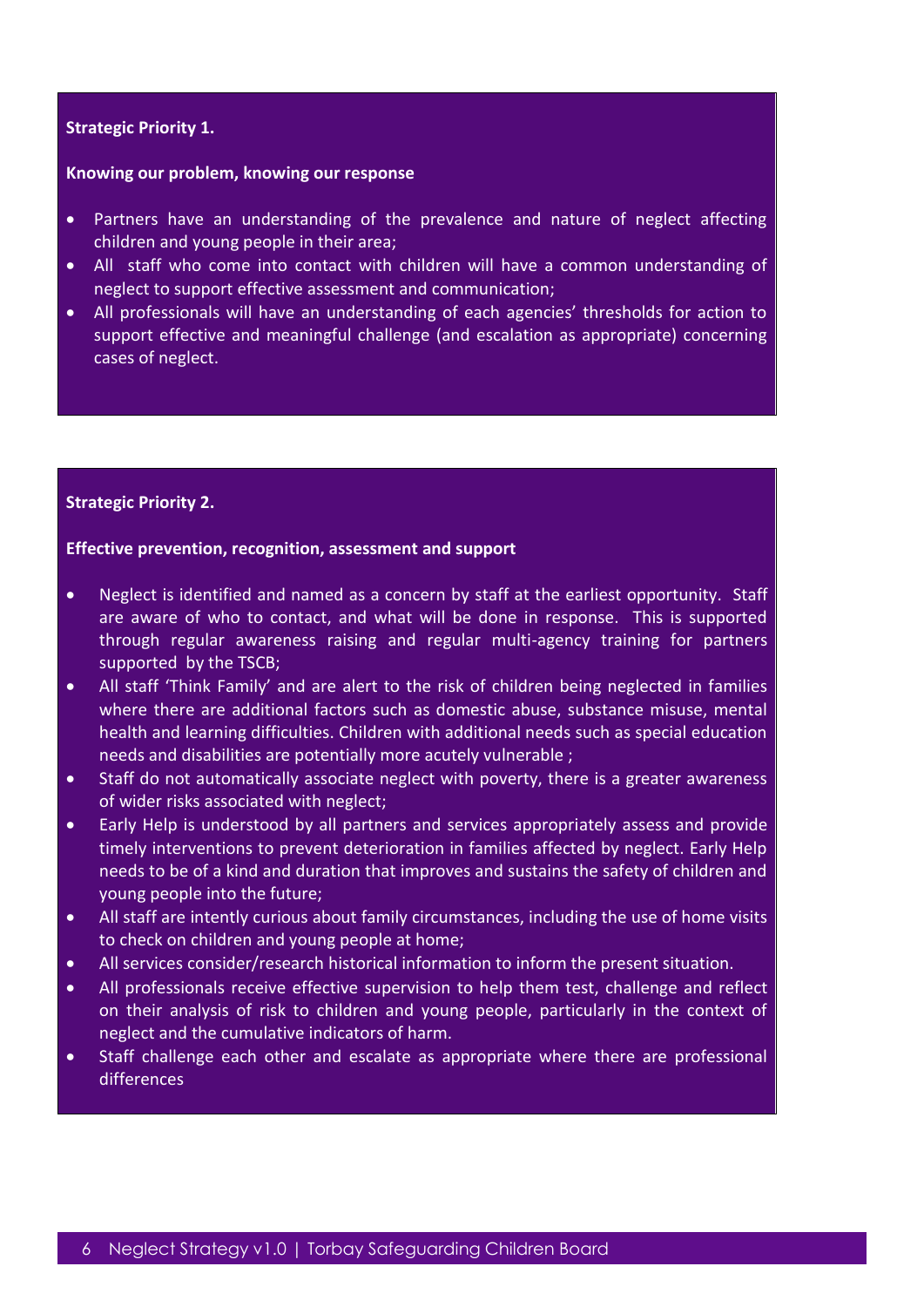**Strategic Priority 1.**

**Knowing our problem, knowing our response**

- Partners have an understanding of the prevalence and nature of neglect affecting children and young people in their area;
- All staff who come into contact with children will have a common understanding of neglect to support effective assessment and communication;
- All professionals will have an understanding of each agencies' thresholds for action to support effective and meaningful challenge (and escalation as appropriate) concerning cases of neglect.

**Strategic Priority 2.**

**Effective prevention, recognition, assessment and support**

- Neglect is identified and named as a concern by staff at the earliest opportunity. Staff are aware of who to contact, and what will be done in response. This is supported through regular awareness raising and regular multi-agency training for partners supported by the TSCB;
- All staff 'Think Family' and are alert to the risk of children being neglected in families where there are additional factors such as domestic abuse, substance misuse, mental health and learning difficulties. Children with additional needs such as special education needs and disabilities are potentially more acutely vulnerable ;
- Staff do not automatically associate neglect with poverty, there is a greater awareness of wider risks associated with neglect;
- Early Help is understood by all partners and services appropriately assess and provide timely interventions to prevent deterioration in families affected by neglect. Early Help needs to be of a kind and duration that improves and sustains the safety of children and young people into the future;
- All staff are intently curious about family circumstances, including the use of home visits to check on children and young people at home;
- All services consider/research historical information to inform the present situation.
- All professionals receive effective supervision to help them test, challenge and reflect on their analysis of risk to children and young people, particularly in the context of neglect and the cumulative indicators of harm.
- Staff challenge each other and escalate as appropriate where there are professional differences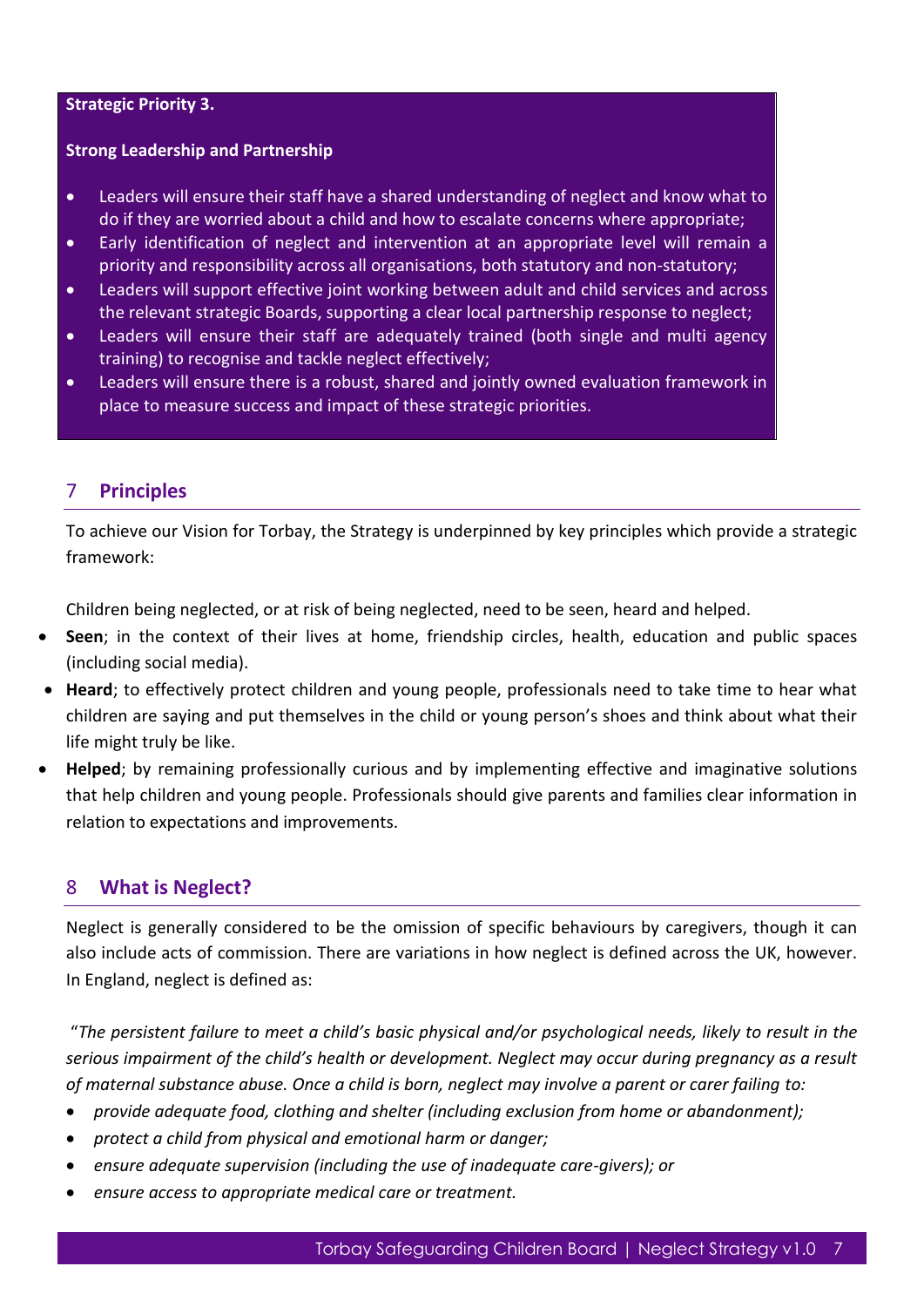**Strategic Priority 3.**

**Strong Leadership and Partnership**

- Leaders will ensure their staff have a shared understanding of neglect and know what to do if they are worried about a child and how to escalate concerns where appropriate;
- Early identification of neglect and intervention at an appropriate level will remain a priority and responsibility across all organisations, both statutory and non-statutory;
- Leaders will support effective joint working between adult and child services and across the relevant strategic Boards, supporting a clear local partnership response to neglect;
- Leaders will ensure their staff are adequately trained (both single and multi agency training) to recognise and tackle neglect effectively;
- Leaders will ensure there is a robust, shared and jointly owned evaluation framework in place to measure success and impact of these strategic priorities.

## 7 Principles

To achieve our Vision for Torbay, the Strategy is underpinned by key principles which provide a strategic framework:

Children being neglected, or at risk of being neglected, need to be seen, heard and helped.

- **Seen**; in the context of their lives at home, friendship circles, health, education and public spaces (including social media).
- **Heard**; to effectively protect children and young people, professionals need to take time to hear what children are saying and put themselves in the child or young person's shoes and think about what their life might truly be like.
- **Helped**; by remaining professionally curious and by implementing effective and imaginative solutions that help children and young people. Professionals should give parents and families clear information in relation to expectations and improvements.

## 8 What is Neglect?

Neglect is generally considered to be the omission of specific behaviours by caregivers, though it can also include acts of commission. There are variations in how neglect is defined across the UK, however. In England, neglect is defined as:

"*The persistent failure to meet a child's basic physical and/or psychological needs, likely to result in the serious impairment of the child's health or development. Neglect may occur during pregnancy as a result of maternal substance abuse. Once a child is born, neglect may involve a parent or carer failing to:*

- *provide adequate food, clothing and shelter (including exclusion from home or abandonment);*
- *protect a child from physical and emotional harm or danger;*
- *ensure adequate supervision (including the use of inadequate care-givers); or*
- *ensure access to appropriate medical care or treatment.*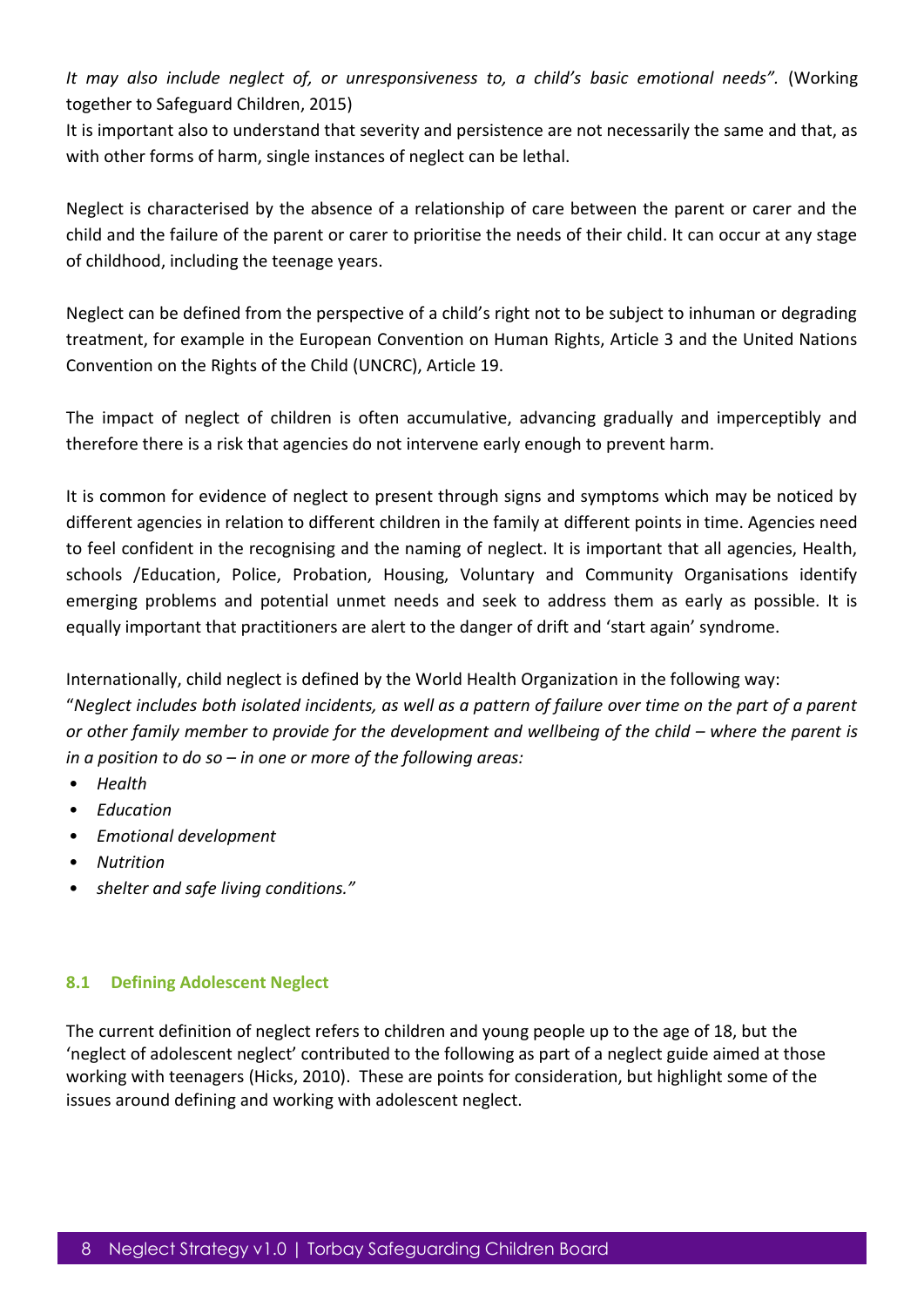*It may also include neglect of, or unresponsiveness to, a child's basic emotional needs".* (Working together to Safeguard Children, 2015)

It is important also to understand that severity and persistence are not necessarily the same and that, as with other forms of harm, single instances of neglect can be lethal.

Neglect is characterised by the absence of a relationship of care between the parent or carer and the child and the failure of the parent or carer to prioritise the needs of their child. It can occur at any stage of childhood, including the teenage years.

Neglect can be defined from the perspective of a child's right not to be subject to inhuman or degrading treatment, for example in the European Convention on Human Rights, Article 3 and the United Nations Convention on the Rights of the Child (UNCRC), Article 19.

The impact of neglect of children is often accumulative, advancing gradually and imperceptibly and therefore there is a risk that agencies do not intervene early enough to prevent harm.

It is common for evidence of neglect to present through signs and symptoms which may be noticed by different agencies in relation to different children in the family at different points in time. Agencies need to feel confident in the recognising and the naming of neglect. It is important that all agencies, Health, schools /Education, Police, Probation, Housing, Voluntary and Community Organisations identify emerging problems and potential unmet needs and seek to address them as early as possible. It is equally important that practitioners are alert to the danger of drift and 'start again' syndrome.

Internationally, child neglect is defined by the World Health Organization in the following way:

"*Neglect includes both isolated incidents, as well as a pattern of failure over time on the part of a parent or other family member to provide for the development and wellbeing of the child – where the parent is in a position to do so – in one or more of the following areas:*

- *Health*
- *Education*
- *Emotional development*
- *Nutrition*
- *shelter and safe living conditions."*

### 8.1 Defining Adolescent Neglect

The current definition of neglect refers to children and young people up to the age of 18, but the 'neglect of adolescent neglect' contributed to the following as part of a neglect guide aimed at those working with teenagers (Hicks, 2010). These are points for consideration, but highlight some of the issues around defining and working with adolescent neglect.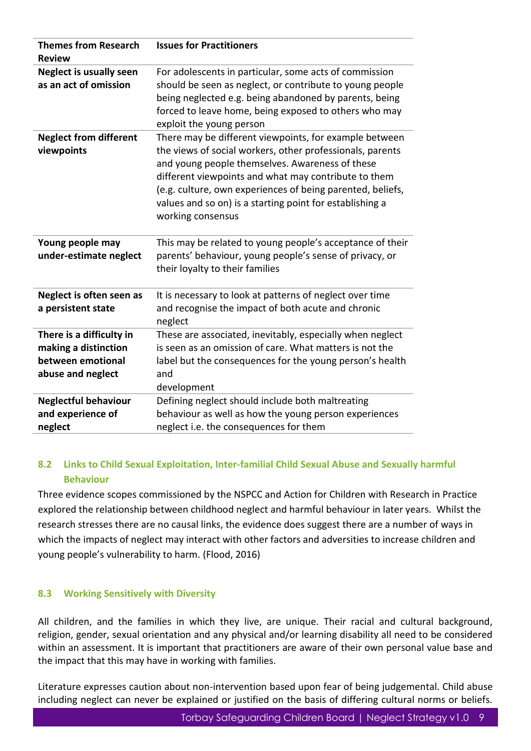| Themes from Research Review | Issues for Practitioners |
|---|---|
| **Neglect is usually seen as an act of omission** | For adolescents in particular, some acts of commission should be seen as neglect, or contribute to young people being neglected e.g. being abandoned by parents, being forced to leave home, being exposed to others who may exploit the young person |
| **Neglect from different viewpoints** | There may be different viewpoints, for example between the views of social workers, other professionals, parents and young people themselves. Awareness of these different viewpoints and what may contribute to them (e.g. culture, own experiences of being parented, beliefs, values and so on) is a starting point for establishing a working consensus |
| **Young people may under-estimate neglect** | This may be related to young people's acceptance of their parents' behaviour, young people's sense of privacy, or their loyalty to their families |
| **Neglect is often seen as a persistent state** | It is necessary to look at patterns of neglect over time and recognise the impact of both acute and chronic neglect |
| **There is a difficulty in making a distinction between emotional abuse and neglect** | These are associated, inevitably, especially when neglect is seen as an omission of care. What matters is not the label but the consequences for the young person's health and development |
| **Neglectful behaviour and experience of neglect** | Defining neglect should include both maltreating behaviour as well as how the young person experiences neglect i.e. the consequences for them |

### 8.2 Links to Child Sexual Exploitation, Inter-familial Child Sexual Abuse and Sexually harmful Behaviour

Three evidence scopes commissioned by the NSPCC and Action for Children with Research in Practice explored the relationship between childhood neglect and harmful behaviour in later years. Whilst the research stresses there are no causal links, the evidence does suggest there are a number of ways in which the impacts of neglect may interact with other factors and adversities to increase children and young people's vulnerability to harm. (Flood, 2016)

### 8.3 Working Sensitively with Diversity

All children, and the families in which they live, are unique. Their racial and cultural background, religion, gender, sexual orientation and any physical and/or learning disability all need to be considered within an assessment. It is important that practitioners are aware of their own personal value base and the impact that this may have in working with families.

Literature expresses caution about non-intervention based upon fear of being judgemental. Child abuse including neglect can never be explained or justified on the basis of differing cultural norms or beliefs.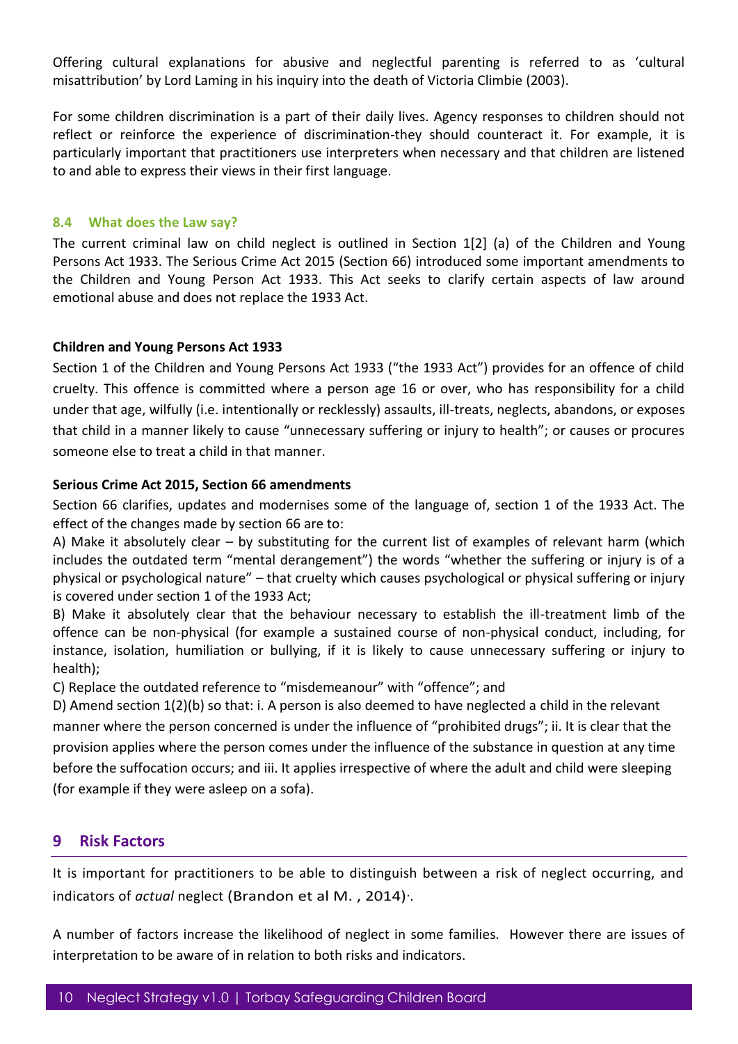Offering cultural explanations for abusive and neglectful parenting is referred to as 'cultural misattribution' by Lord Laming in his inquiry into the death of Victoria Climbie (2003).

For some children discrimination is a part of their daily lives. Agency responses to children should not reflect or reinforce the experience of discrimination-they should counteract it. For example, it is particularly important that practitioners use interpreters when necessary and that children are listened to and able to express their views in their first language.

### 8.4 What does the Law say?

The current criminal law on child neglect is outlined in Section 1[2] (a) of the Children and Young Persons Act 1933. The Serious Crime Act 2015 (Section 66) introduced some important amendments to the Children and Young Person Act 1933. This Act seeks to clarify certain aspects of law around emotional abuse and does not replace the 1933 Act.

**Children and Young Persons Act 1933**

Section 1 of the Children and Young Persons Act 1933 ("the 1933 Act") provides for an offence of child cruelty. This offence is committed where a person age 16 or over, who has responsibility for a child under that age, wilfully (i.e. intentionally or recklessly) assaults, ill-treats, neglects, abandons, or exposes that child in a manner likely to cause "unnecessary suffering or injury to health"; or causes or procures someone else to treat a child in that manner.

**Serious Crime Act 2015, Section 66 amendments**

Section 66 clarifies, updates and modernises some of the language of, section 1 of the 1933 Act. The effect of the changes made by section 66 are to:

A) Make it absolutely clear – by substituting for the current list of examples of relevant harm (which includes the outdated term "mental derangement") the words "whether the suffering or injury is of a physical or psychological nature" – that cruelty which causes psychological or physical suffering or injury is covered under section 1 of the 1933 Act;

B) Make it absolutely clear that the behaviour necessary to establish the ill-treatment limb of the offence can be non-physical (for example a sustained course of non-physical conduct, including, for instance, isolation, humiliation or bullying, if it is likely to cause unnecessary suffering or injury to health);

C) Replace the outdated reference to "misdemeanour" with "offence"; and

D) Amend section 1(2)(b) so that: i. A person is also deemed to have neglected a child in the relevant manner where the person concerned is under the influence of "prohibited drugs"; ii. It is clear that the provision applies where the person comes under the influence of the substance in question at any time before the suffocation occurs; and iii. It applies irrespective of where the adult and child were sleeping (for example if they were asleep on a sofa).

## 9 Risk Factors

It is important for practitioners to be able to distinguish between a risk of neglect occurring, and indicators of *actual* neglect (Brandon et al M. , 2014)·.

A number of factors increase the likelihood of neglect in some families. However there are issues of interpretation to be aware of in relation to both risks and indicators.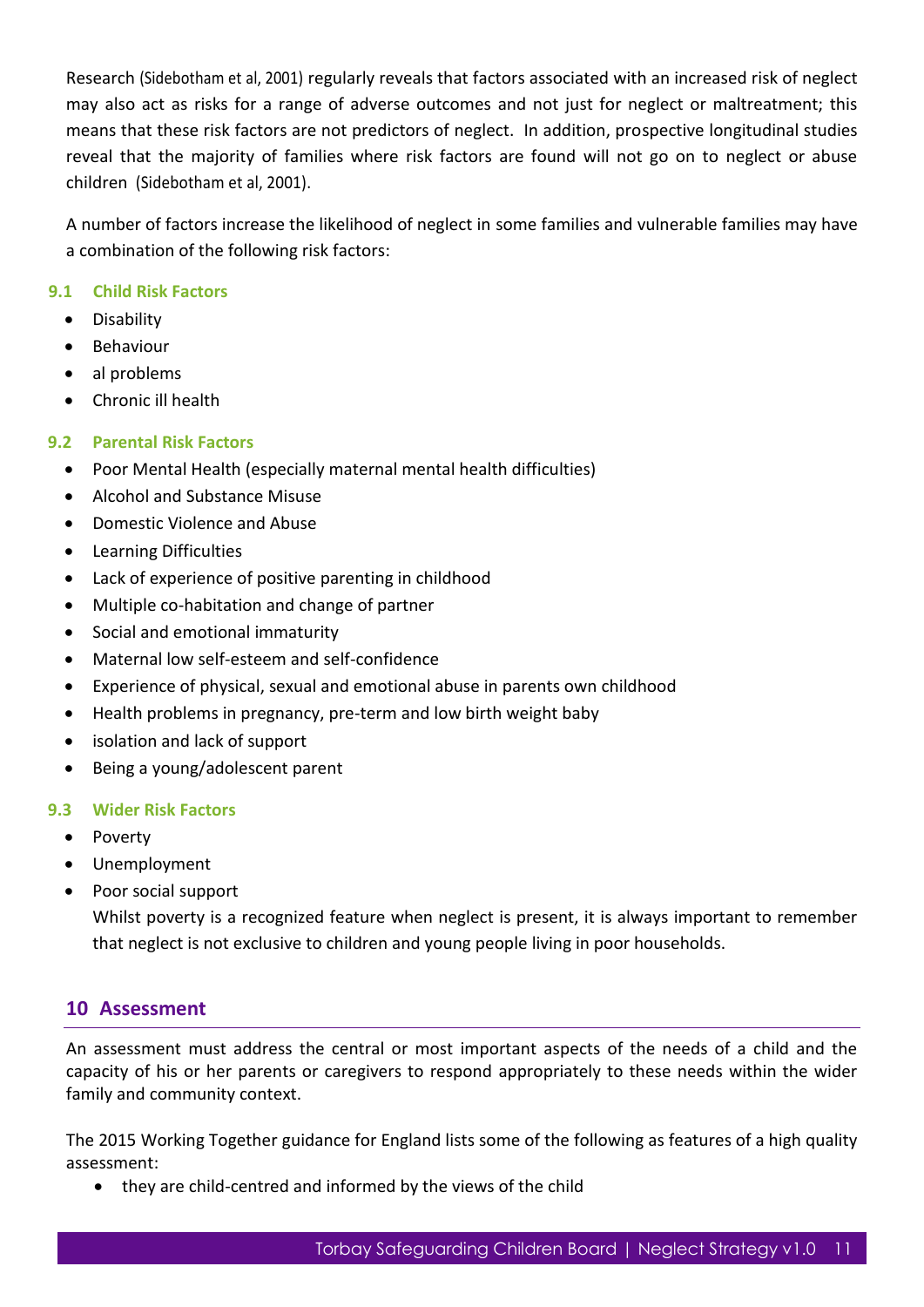Research (Sidebotham et al, 2001) regularly reveals that factors associated with an increased risk of neglect may also act as risks for a range of adverse outcomes and not just for neglect or maltreatment; this means that these risk factors are not predictors of neglect. In addition, prospective longitudinal studies reveal that the majority of families where risk factors are found will not go on to neglect or abuse children (Sidebotham et al, 2001).

A number of factors increase the likelihood of neglect in some families and vulnerable families may have a combination of the following risk factors:

### 9.1 Child Risk Factors

- Disability
- Behaviour
- al problems
- Chronic ill health

### 9.2 Parental Risk Factors

- Poor Mental Health (especially maternal mental health difficulties)
- Alcohol and Substance Misuse
- Domestic Violence and Abuse
- Learning Difficulties
- Lack of experience of positive parenting in childhood
- Multiple co-habitation and change of partner
- Social and emotional immaturity
- Maternal low self-esteem and self-confidence
- Experience of physical, sexual and emotional abuse in parents own childhood
- Health problems in pregnancy, pre-term and low birth weight baby
- isolation and lack of support
- Being a young/adolescent parent

### 9.3 Wider Risk Factors

- Poverty
- Unemployment
- Poor social support

  Whilst poverty is a recognized feature when neglect is present, it is always important to remember that neglect is not exclusive to children and young people living in poor households.

## 10 Assessment

An assessment must address the central or most important aspects of the needs of a child and the capacity of his or her parents or caregivers to respond appropriately to these needs within the wider family and community context.

The 2015 Working Together guidance for England lists some of the following as features of a high quality assessment:

- they are child-centred and informed by the views of the child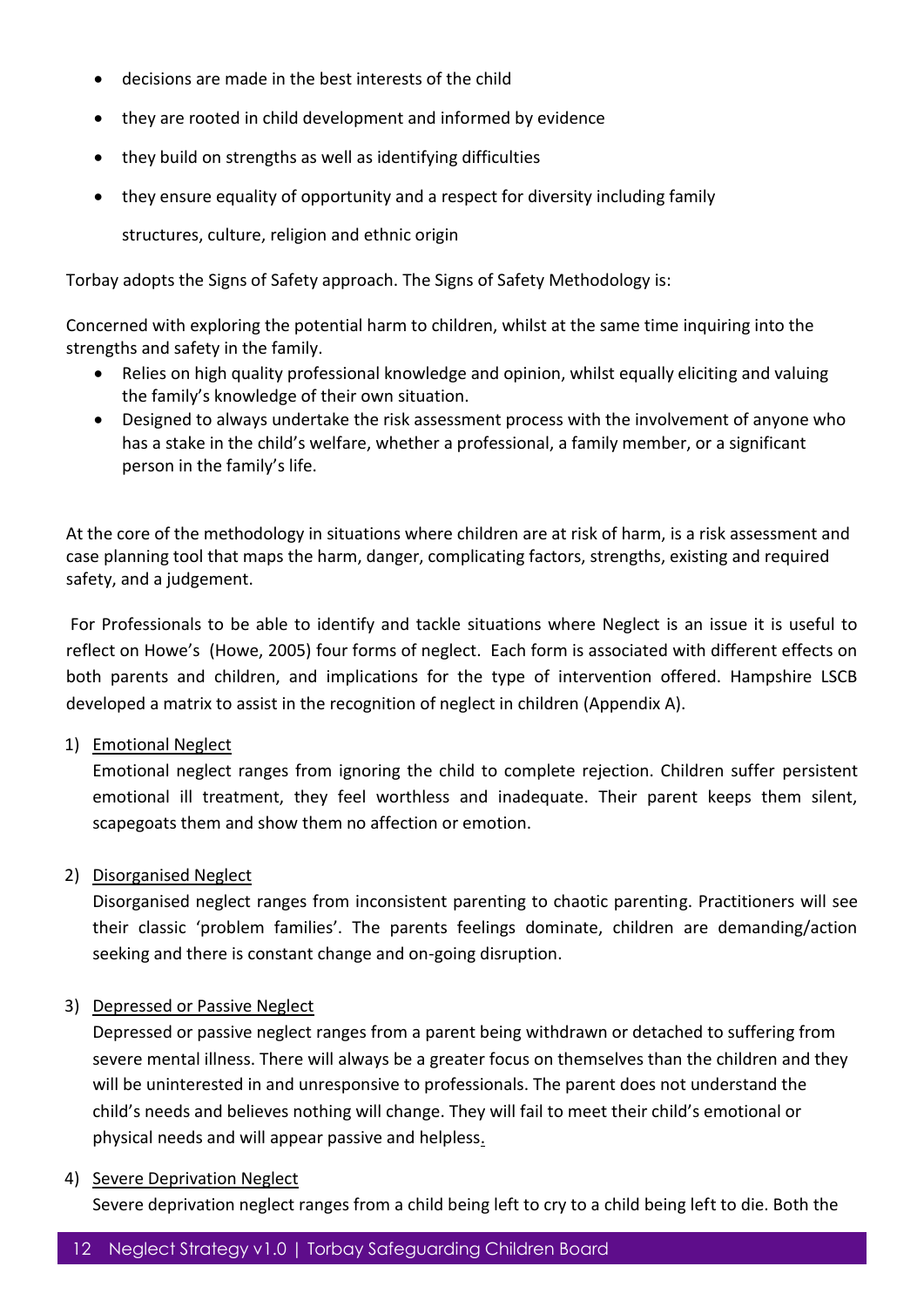- decisions are made in the best interests of the child
- they are rooted in child development and informed by evidence
- they build on strengths as well as identifying difficulties
- they ensure equality of opportunity and a respect for diversity including family structures, culture, religion and ethnic origin

Torbay adopts the Signs of Safety approach. The Signs of Safety Methodology is:

Concerned with exploring the potential harm to children, whilst at the same time inquiring into the strengths and safety in the family.

- Relies on high quality professional knowledge and opinion, whilst equally eliciting and valuing the family's knowledge of their own situation.
- Designed to always undertake the risk assessment process with the involvement of anyone who has a stake in the child's welfare, whether a professional, a family member, or a significant person in the family's life.

At the core of the methodology in situations where children are at risk of harm, is a risk assessment and case planning tool that maps the harm, danger, complicating factors, strengths, existing and required safety, and a judgement.

For Professionals to be able to identify and tackle situations where Neglect is an issue it is useful to reflect on Howe's (Howe, 2005) four forms of neglect. Each form is associated with different effects on both parents and children, and implications for the type of intervention offered. Hampshire LSCB developed a matrix to assist in the recognition of neglect in children (Appendix A).

1) Emotional Neglect

   Emotional neglect ranges from ignoring the child to complete rejection. Children suffer persistent emotional ill treatment, they feel worthless and inadequate. Their parent keeps them silent, scapegoats them and show them no affection or emotion.

2) Disorganised Neglect

   Disorganised neglect ranges from inconsistent parenting to chaotic parenting. Practitioners will see their classic 'problem families'. The parents feelings dominate, children are demanding/action seeking and there is constant change and on-going disruption.

3) Depressed or Passive Neglect

   Depressed or passive neglect ranges from a parent being withdrawn or detached to suffering from severe mental illness. There will always be a greater focus on themselves than the children and they will be uninterested in and unresponsive to professionals. The parent does not understand the child's needs and believes nothing will change. They will fail to meet their child's emotional or physical needs and will appear passive and helpless.

4) Severe Deprivation Neglect

   Severe deprivation neglect ranges from a child being left to cry to a child being left to die. Both the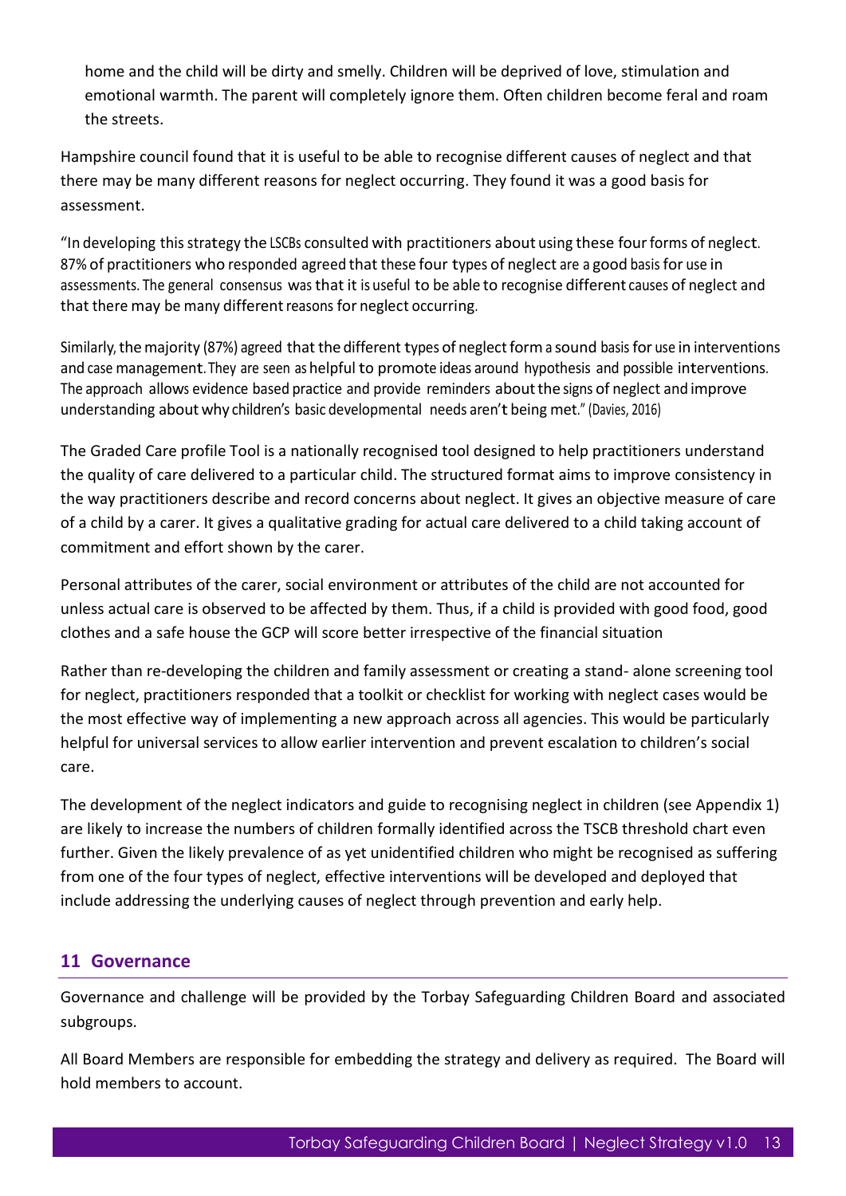home and the child will be dirty and smelly. Children will be deprived of love, stimulation and emotional warmth. The parent will completely ignore them. Often children become feral and roam the streets.

Hampshire council found that it is useful to be able to recognise different causes of neglect and that there may be many different reasons for neglect occurring. They found it was a good basis for assessment.

"In developing this strategy the LSCBs consulted with practitioners about using these four forms of neglect. 87% of practitioners who responded agreed that these four types of neglect are a good basis for use in assessments. The general consensus was that it is useful to be able to recognise different causes of neglect and that there may be many different reasons for neglect occurring.

Similarly, the majority (87%) agreed that the different types of neglect form a sound basis for use in interventions and case management. They are seen as helpful to promote ideas around hypothesis and possible interventions. The approach allows evidence based practice and provide reminders about the signs of neglect and improve understanding about why children's basic developmental needs aren't being met." (Davies, 2016)

The Graded Care profile Tool is a nationally recognised tool designed to help practitioners understand the quality of care delivered to a particular child. The structured format aims to improve consistency in the way practitioners describe and record concerns about neglect. It gives an objective measure of care of a child by a carer. It gives a qualitative grading for actual care delivered to a child taking account of commitment and effort shown by the carer.

Personal attributes of the carer, social environment or attributes of the child are not accounted for unless actual care is observed to be affected by them. Thus, if a child is provided with good food, good clothes and a safe house the GCP will score better irrespective of the financial situation

Rather than re-developing the children and family assessment or creating a stand- alone screening tool for neglect, practitioners responded that a toolkit or checklist for working with neglect cases would be the most effective way of implementing a new approach across all agencies. This would be particularly helpful for universal services to allow earlier intervention and prevent escalation to children's social care.

The development of the neglect indicators and guide to recognising neglect in children (see Appendix 1) are likely to increase the numbers of children formally identified across the TSCB threshold chart even further. Given the likely prevalence of as yet unidentified children who might be recognised as suffering from one of the four types of neglect, effective interventions will be developed and deployed that include addressing the underlying causes of neglect through prevention and early help.

## 11 Governance

Governance and challenge will be provided by the Torbay Safeguarding Children Board and associated subgroups.

All Board Members are responsible for embedding the strategy and delivery as required. The Board will hold members to account.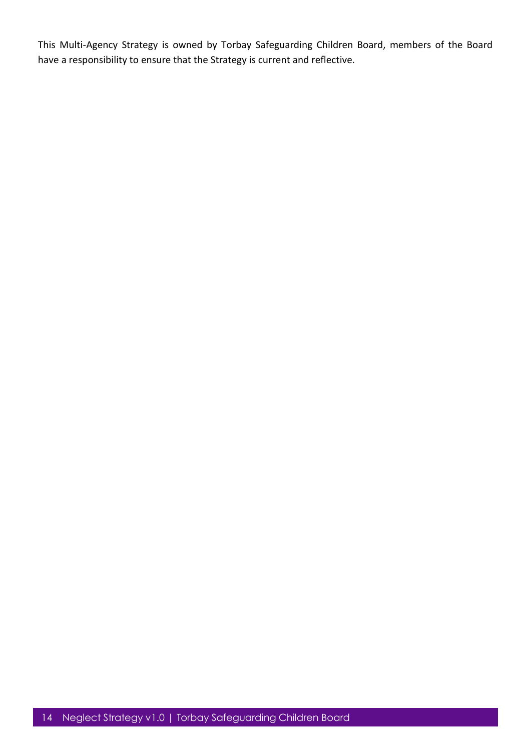This Multi-Agency Strategy is owned by Torbay Safeguarding Children Board, members of the Board have a responsibility to ensure that the Strategy is current and reflective.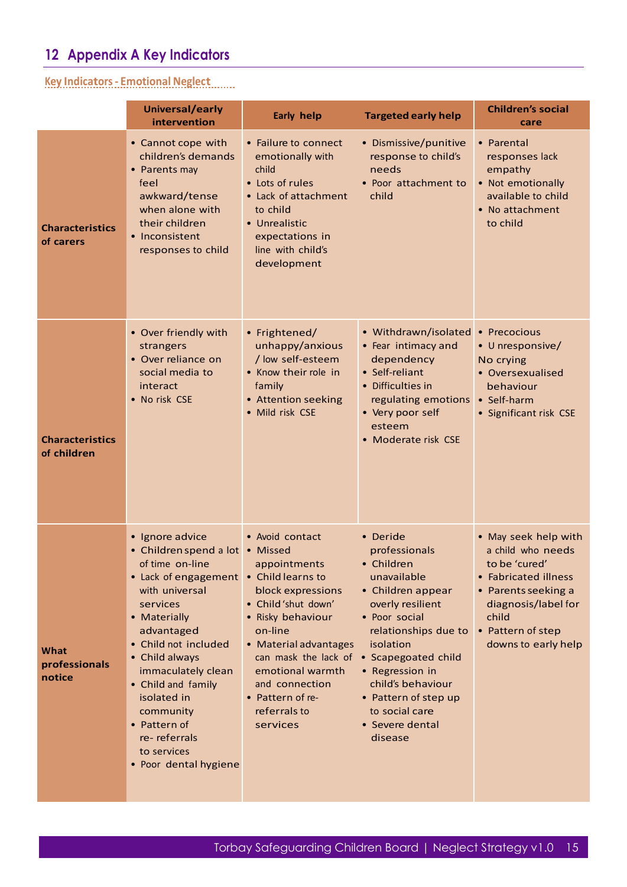## 12 Appendix A Key Indicators

### Key Indicators - Emotional Neglect

| | Universal/early intervention | Early help | Targeted early help | Children's social care |
|---|---|---|---|---|
| **Characteristics of carers** | • Cannot cope with children's demands<br>• Parents may feel awkward/tense when alone with their children<br>• Inconsistent responses to child | • Failure to connect emotionally with child<br>• Lots of rules<br>• Lack of attachment to child<br>• Unrealistic expectations in line with child's development | • Dismissive/punitive response to child's needs<br>• Poor attachment to child | • Parental responses lack empathy<br>• Not emotionally available to child<br>• No attachment to child |
| **Characteristics of children** | • Over friendly with strangers<br>• Over reliance on social media to interact<br>• No risk CSE | • Frightened/ unhappy/anxious / low self-esteem<br>• Know their role in family<br>• Attention seeking<br>• Mild risk CSE | • Withdrawn/isolated<br>• Fear intimacy and dependency<br>• Self-reliant<br>• Difficulties in regulating emotions<br>• Very poor self esteem<br>• Moderate risk CSE | • Precocious<br>• U nresponsive/ No crying<br>• Oversexualised behaviour<br>• Self-harm<br>• Significant risk CSE |
| **What professionals notice** | • Ignore advice<br>• Children spend a lot of time on-line<br>• Lack of engagement with universal services<br>• Materially advantaged<br>• Child not included<br>• Child always immaculately clean<br>• Child and family isolated in community<br>• Pattern of re- referrals to services<br>• Poor dental hygiene | • Avoid contact<br>• Missed appointments<br>• Child learns to block expressions<br>• Child 'shut down'<br>• Risky behaviour on-line<br>• Material advantages can mask the lack of emotional warmth and connection<br>• Pattern of re-referrals to services | • Deride professionals<br>• Children unavailable<br>• Children appear overly resilient<br>• Poor social relationships due to isolation<br>• Scapegoated child<br>• Regression in child's behaviour<br>• Pattern of step up to social care<br>• Severe dental disease | • May seek help with a child who needs to be 'cured'<br>• Fabricated illness<br>• Parents seeking a diagnosis/label for child<br>• Pattern of step downs to early help |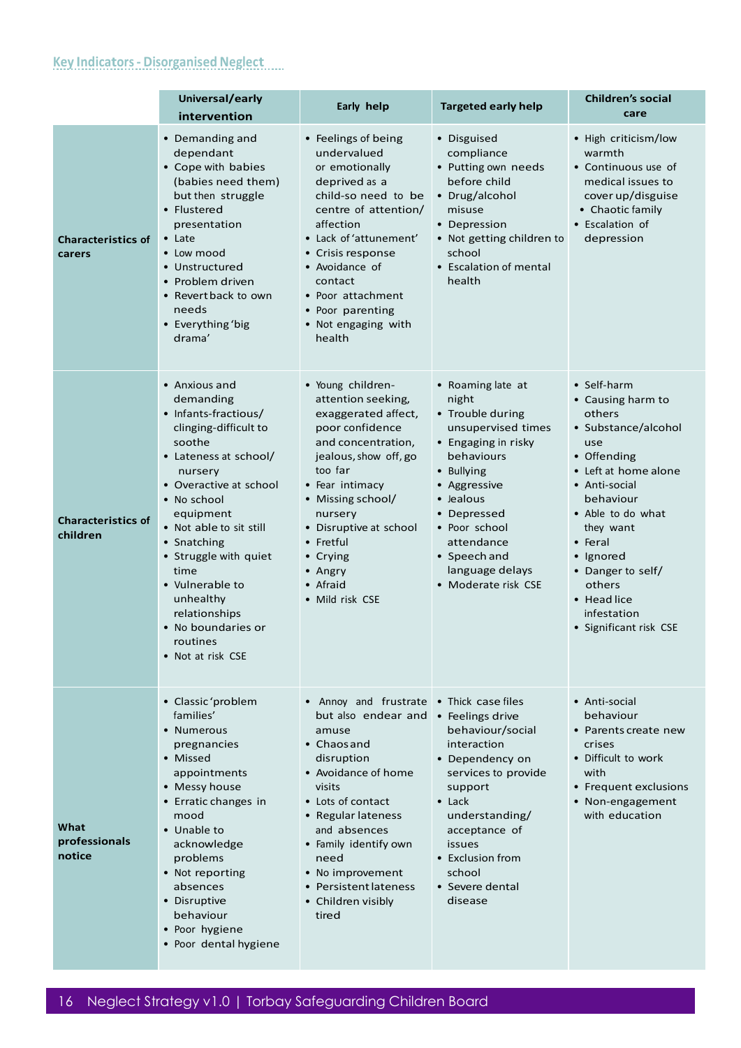## Key Indicators - Disorganised Neglect

| | Universal/early intervention | Early help | Targeted early help | Children's social care |
|---|---|---|---|---|
| **Characteristics of carers** | • Demanding and dependant<br>• Cope with babies (babies need them) but then struggle<br>• Flustered presentation<br>• Late<br>• Low mood<br>• Unstructured<br>• Problem driven<br>• Revert back to own needs<br>• Everything 'big drama' | • Feelings of being undervalued or emotionally deprived as a child-so need to be centre of attention/ affection<br>• Lack of 'attunement'<br>• Crisis response<br>• Avoidance of contact<br>• Poor attachment<br>• Poor parenting<br>• Not engaging with health | • Disguised compliance<br>• Putting own needs before child<br>• Drug/alcohol misuse<br>• Depression<br>• Not getting children to school<br>• Escalation of mental health | • High criticism/low warmth<br>• Continuous use of medical issues to cover up/disguise<br>• Chaotic family<br>• Escalation of depression |
| **Characteristics of children** | • Anxious and demanding<br>• Infants-fractious/ clinging-difficult to soothe<br>• Lateness at school/ nursery<br>• Overactive at school<br>• No school equipment<br>• Not able to sit still<br>• Snatching<br>• Struggle with quiet time<br>• Vulnerable to unhealthy relationships<br>• No boundaries or routines<br>• Not at risk CSE | • Young children-attention seeking, exaggerated affect, poor confidence and concentration, jealous, show off, go too far<br>• Fear intimacy<br>• Missing school/ nursery<br>• Disruptive at school<br>• Fretful<br>• Crying<br>• Angry<br>• Afraid<br>• Mild risk CSE | • Roaming late at night<br>• Trouble during unsupervised times<br>• Engaging in risky behaviours<br>• Bullying<br>• Aggressive<br>• Jealous<br>• Depressed<br>• Poor school attendance<br>• Speech and language delays<br>• Moderate risk CSE | • Self-harm<br>• Causing harm to others<br>• Substance/alcohol use<br>• Offending<br>• Left at home alone<br>• Anti-social behaviour<br>• Able to do what they want<br>• Feral<br>• Ignored<br>• Danger to self/ others<br>• Head lice infestation<br>• Significant risk CSE |
| **What professionals notice** | • Classic 'problem families'<br>• Numerous pregnancies<br>• Missed appointments<br>• Messy house<br>• Erratic changes in mood<br>• Unable to acknowledge problems<br>• Not reporting absences<br>• Disruptive behaviour<br>• Poor hygiene<br>• Poor dental hygiene | • Annoy and frustrate but also endear and amuse<br>• Chaos and disruption<br>• Avoidance of home visits<br>• Lots of contact<br>• Regular lateness and absences<br>• Family identify own need<br>• No improvement<br>• Persistent lateness<br>• Children visibly tired | • Thick case files<br>• Feelings drive behaviour/social interaction<br>• Dependency on services to provide support<br>• Lack understanding/ acceptance of issues<br>• Exclusion from school<br>• Severe dental disease | • Anti-social behaviour<br>• Parents create new crises<br>• Difficult to work with<br>• Frequent exclusions<br>• Non-engagement with education |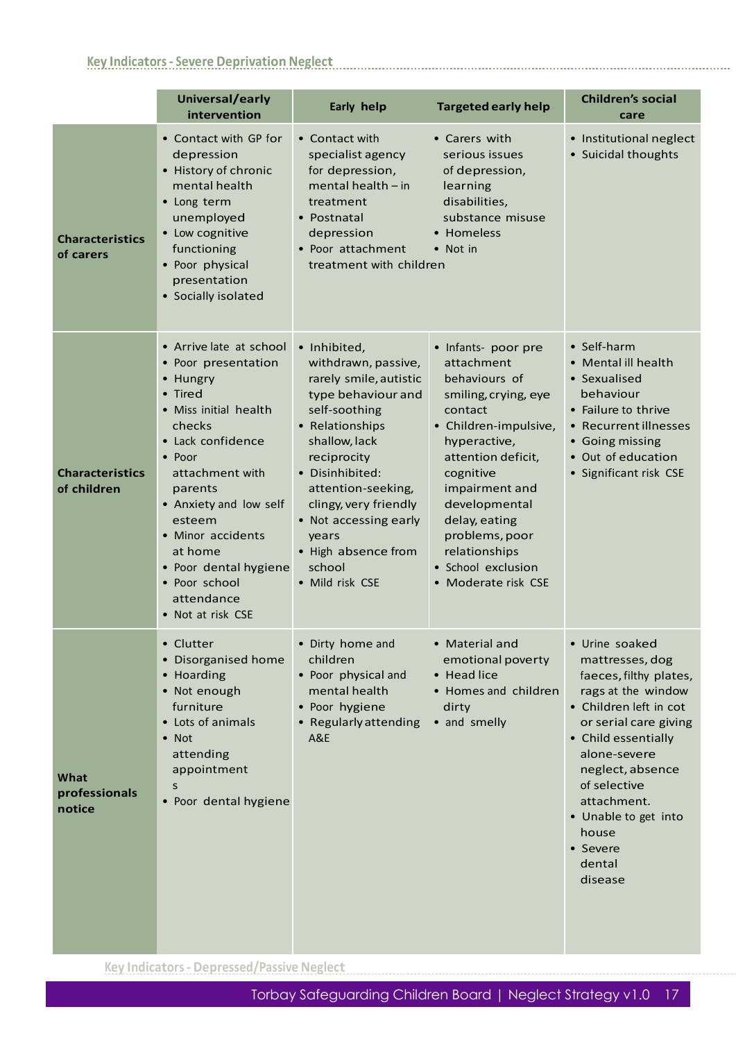## Key Indicators - Severe Deprivation Neglect

| | Universal/early intervention | Early help | Targeted early help | Children's social care |
|---|---|---|---|---|
| **Characteristics of carers** | • Contact with GP for depression<br>• History of chronic mental health<br>• Long term unemployed<br>• Low cognitive functioning<br>• Poor physical presentation<br>• Socially isolated | • Contact with specialist agency for depression, mental health – in treatment<br>• Postnatal depression<br>• Poor attachment | • Carers with serious issues of depression, learning disabilities, substance misuse<br>• Homeless<br>• Not in treatment with children | • Institutional neglect<br>• Suicidal thoughts |
| **Characteristics of children** | • Arrive late at school<br>• Poor presentation<br>• Hungry<br>• Tired<br>• Miss initial health checks<br>• Lack confidence<br>• Poor attachment with parents<br>• Anxiety and low self esteem<br>• Minor accidents at home<br>• Poor dental hygiene<br>• Poor school attendance<br>• Not at risk CSE | • Inhibited, withdrawn, passive, rarely smile, autistic type behaviour and self-soothing<br>• Relationships shallow, lack reciprocity<br>• Disinhibited: attention-seeking, clingy, very friendly<br>• Not accessing early years<br>• High absence from school<br>• Mild risk CSE | • Infants- poor pre attachment behaviours of smiling, crying, eye contact<br>• Children-impulsive, hyperactive, attention deficit, cognitive impairment and developmental delay, eating problems, poor relationships<br>• School exclusion<br>• Moderate risk CSE | • Self-harm<br>• Mental ill health<br>• Sexualised behaviour<br>• Failure to thrive<br>• Recurrent illnesses<br>• Going missing<br>• Out of education<br>• Significant risk CSE |
| **What professionals notice** | • Clutter<br>• Disorganised home<br>• Hoarding<br>• Not enough furniture<br>• Lots of animals<br>• Not attending appointments<br>• Poor dental hygiene | • Dirty home and children<br>• Poor physical and mental health<br>• Poor hygiene<br>• Regularly attending A&E | • Material and emotional poverty<br>• Head lice<br>• Homes and children dirty<br>• and smelly | • Urine soaked mattresses, dog faeces, filthy plates, rags at the window<br>• Children left in cot or serial care giving<br>• Child essentially alone-severe neglect, absence of selective attachment.<br>• Unable to get into house<br>• Severe dental disease |

## Key Indicators - Depressed/Passive Neglect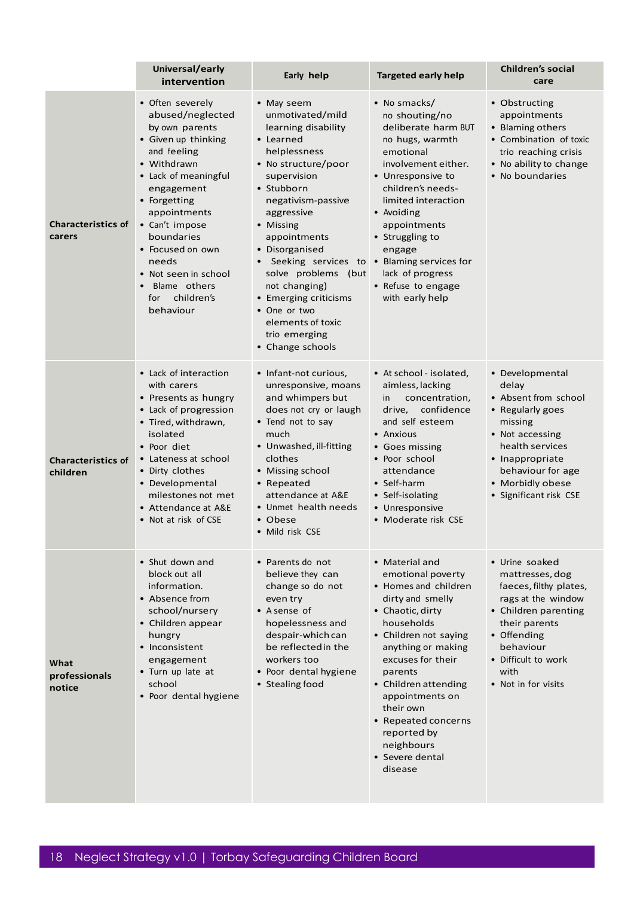| | Universal/early intervention | Early help | Targeted early help | Children's social care |
|---|---|---|---|---|
| **Characteristics of carers** | • Often severely abused/neglected by own parents<br>• Given up thinking and feeling<br>• Withdrawn<br>• Lack of meaningful engagement<br>• Forgetting appointments<br>• Can't impose boundaries<br>• Focused on own needs<br>• Not seen in school<br>• Blame others for children's behaviour | • May seem unmotivated/mild learning disability<br>• Learned helplessness<br>• No structure/poor supervision<br>• Stubborn negativism-passive aggressive<br>• Missing appointments<br>• Disorganised<br>• Seeking services to solve problems (but not changing)<br>• Emerging criticisms<br>• One or two elements of toxic trio emerging<br>• Change schools | • No smacks/ no shouting/no deliberate harm BUT no hugs, warmth emotional involvement either.<br>• Unresponsive to children's needs-limited interaction<br>• Avoiding appointments<br>• Struggling to engage<br>• Blaming services for lack of progress<br>• Refuse to engage with early help | • Obstructing appointments<br>• Blaming others<br>• Combination of toxic trio reaching crisis<br>• No ability to change<br>• No boundaries |
| **Characteristics of children** | • Lack of interaction with carers<br>• Presents as hungry<br>• Lack of progression<br>• Tired, withdrawn, isolated<br>• Poor diet<br>• Lateness at school<br>• Dirty clothes<br>• Developmental milestones not met<br>• Attendance at A&E<br>• Not at risk of CSE | • Infant-not curious, unresponsive, moans and whimpers but does not cry or laugh<br>• Tend not to say much<br>• Unwashed, ill-fitting clothes<br>• Missing school<br>• Repeated attendance at A&E<br>• Unmet health needs<br>• Obese<br>• Mild risk CSE | • At school - isolated, aimless, lacking in concentration, drive, confidence and self esteem<br>• Anxious<br>• Goes missing<br>• Poor school attendance<br>• Self-harm<br>• Self-isolating<br>• Unresponsive<br>• Moderate risk CSE | • Developmental delay<br>• Absent from school<br>• Regularly goes missing<br>• Not accessing health services<br>• Inappropriate behaviour for age<br>• Morbidly obese<br>• Significant risk CSE |
| **What professionals notice** | • Shut down and block out all information.<br>• Absence from school/nursery<br>• Children appear hungry<br>• Inconsistent engagement<br>• Turn up late at school<br>• Poor dental hygiene | • Parents do not believe they can change so do not even try<br>• A sense of hopelessness and despair-which can be reflected in the workers too<br>• Poor dental hygiene<br>• Stealing food | • Material and emotional poverty<br>• Homes and children dirty and smelly<br>• Chaotic, dirty households<br>• Children not saying anything or making excuses for their parents<br>• Children attending appointments on their own<br>• Repeated concerns reported by neighbours<br>• Severe dental disease | • Urine soaked mattresses, dog faeces, filthy plates, rags at the window<br>• Children parenting their parents<br>• Offending behaviour<br>• Difficult to work with<br>• Not in for visits |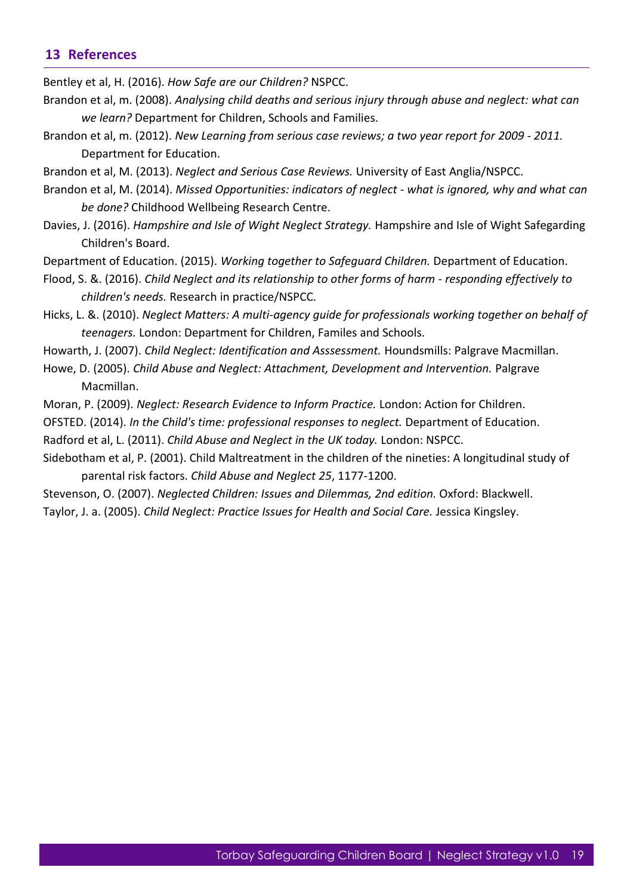## 13 References

Bentley et al, H. (2016). *How Safe are our Children?* NSPCC.

Brandon et al, m. (2008). *Analysing child deaths and serious injury through abuse and neglect: what can we learn?* Department for Children, Schools and Families.

Brandon et al, m. (2012). *New Learning from serious case reviews; a two year report for 2009 - 2011.* Department for Education.

Brandon et al, M. (2013). *Neglect and Serious Case Reviews.* University of East Anglia/NSPCC.

Brandon et al, M. (2014). *Missed Opportunities: indicators of neglect - what is ignored, why and what can be done?* Childhood Wellbeing Research Centre.

Davies, J. (2016). *Hampshire and Isle of Wight Neglect Strategy.* Hampshire and Isle of Wight Safegarding Children's Board.

Department of Education. (2015). *Working together to Safeguard Children.* Department of Education.

Flood, S. &. (2016). *Child Neglect and its relationship to other forms of harm - responding effectively to children's needs.* Research in practice/NSPCC.

Hicks, L. &. (2010). *Neglect Matters: A multi-agency guide for professionals working together on behalf of teenagers.* London: Department for Children, Familes and Schools.

Howarth, J. (2007). *Child Neglect: Identification and Asssessment.* Houndsmills: Palgrave Macmillan.

Howe, D. (2005). *Child Abuse and Neglect: Attachment, Development and Intervention.* Palgrave Macmillan.

Moran, P. (2009). *Neglect: Research Evidence to Inform Practice.* London: Action for Children.

OFSTED. (2014). *In the Child's time: professional responses to neglect.* Department of Education.

Radford et al, L. (2011). *Child Abuse and Neglect in the UK today.* London: NSPCC.

Sidebotham et al, P. (2001). Child Maltreatment in the children of the nineties: A longitudinal study of parental risk factors. *Child Abuse and Neglect 25*, 1177-1200.

Stevenson, O. (2007). *Neglected Children: Issues and Dilemmas, 2nd edition.* Oxford: Blackwell.

Taylor, J. a. (2005). *Child Neglect: Practice Issues for Health and Social Care.* Jessica Kingsley.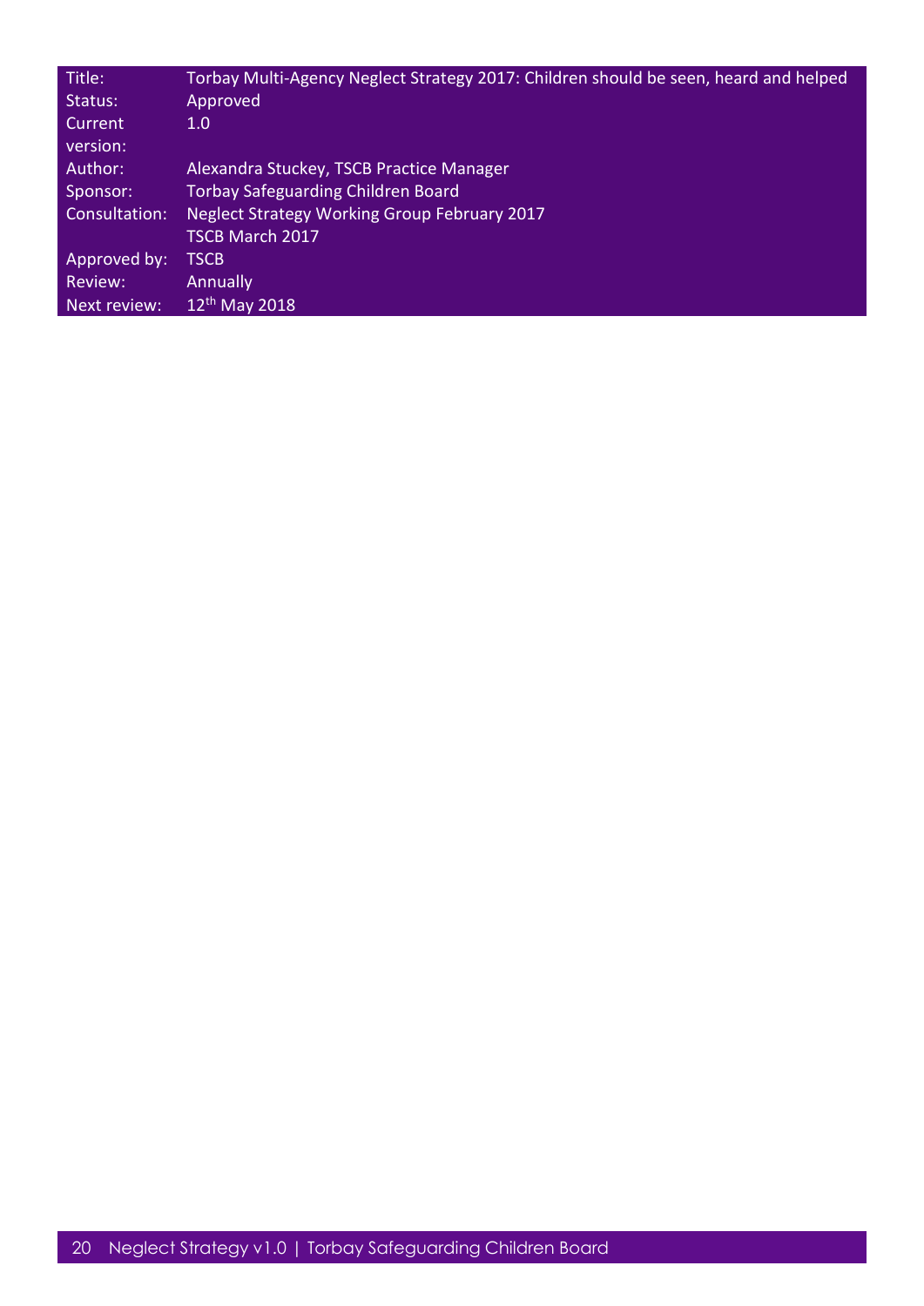| | |
|---|---|
| Title: | Torbay Multi-Agency Neglect Strategy 2017: Children should be seen, heard and helped |
| Status: | Approved |
| Current version: | 1.0 |
| Author: | Alexandra Stuckey, TSCB Practice Manager |
| Sponsor: | Torbay Safeguarding Children Board |
| Consultation: | Neglect Strategy Working Group February 2017<br>TSCB March 2017 |
| Approved by: | TSCB |
| Review: | Annually |
| Next review: | 12th May 2018 |